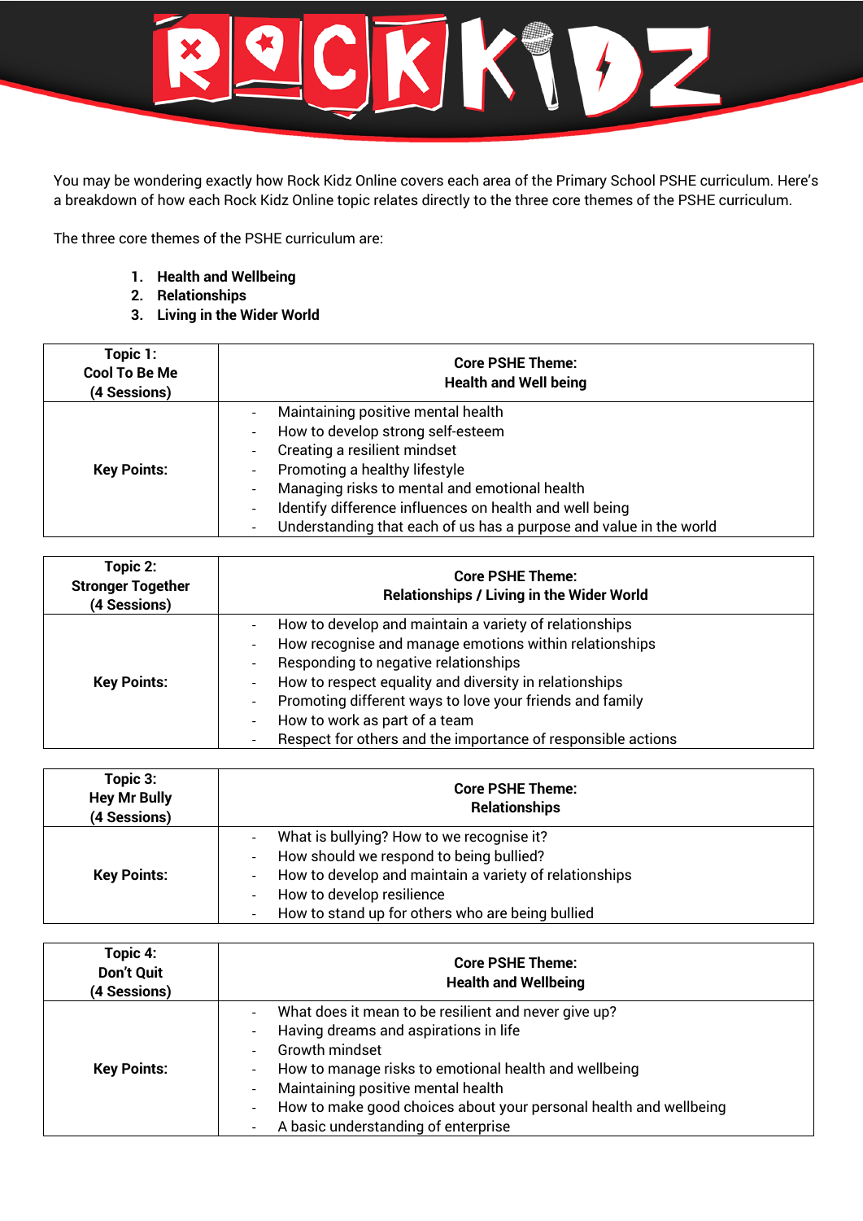# ROCK KIDZ

You may be wondering exactly how Rock Kidz Online covers each area of the Primary School PSHE curriculum. Here's a breakdown of how each Rock Kidz Online topic relates directly to the three core themes of the PSHE curriculum.

The three core themes of the PSHE curriculum are:

1. **Health and Wellbeing**
2. **Relationships**
3. **Living in the Wider World**

| **Topic 1: Cool To Be Me (4 Sessions)** | **Core PSHE Theme: Health and Well being** |
|---|---|
| **Key Points:** | - Maintaining positive mental health<br>- How to develop strong self-esteem<br>- Creating a resilient mindset<br>- Promoting a healthy lifestyle<br>- Managing risks to mental and emotional health<br>- Identify difference influences on health and well being<br>- Understanding that each of us has a purpose and value in the world |

| **Topic 2: Stronger Together (4 Sessions)** | **Core PSHE Theme: Relationships / Living in the Wider World** |
|---|---|
| **Key Points:** | - How to develop and maintain a variety of relationships<br>- How recognise and manage emotions within relationships<br>- Responding to negative relationships<br>- How to respect equality and diversity in relationships<br>- Promoting different ways to love your friends and family<br>- How to work as part of a team<br>- Respect for others and the importance of responsible actions |

| **Topic 3: Hey Mr Bully (4 Sessions)** | **Core PSHE Theme: Relationships** |
|---|---|
| **Key Points:** | - What is bullying? How to we recognise it?<br>- How should we respond to being bullied?<br>- How to develop and maintain a variety of relationships<br>- How to develop resilience<br>- How to stand up for others who are being bullied |

| **Topic 4: Don't Quit (4 Sessions)** | **Core PSHE Theme: Health and Wellbeing** |
|---|---|
| **Key Points:** | - What does it mean to be resilient and never give up?<br>- Having dreams and aspirations in life<br>- Growth mindset<br>- How to manage risks to emotional health and wellbeing<br>- Maintaining positive mental health<br>- How to make good choices about your personal health and wellbeing<br>- A basic understanding of enterprise |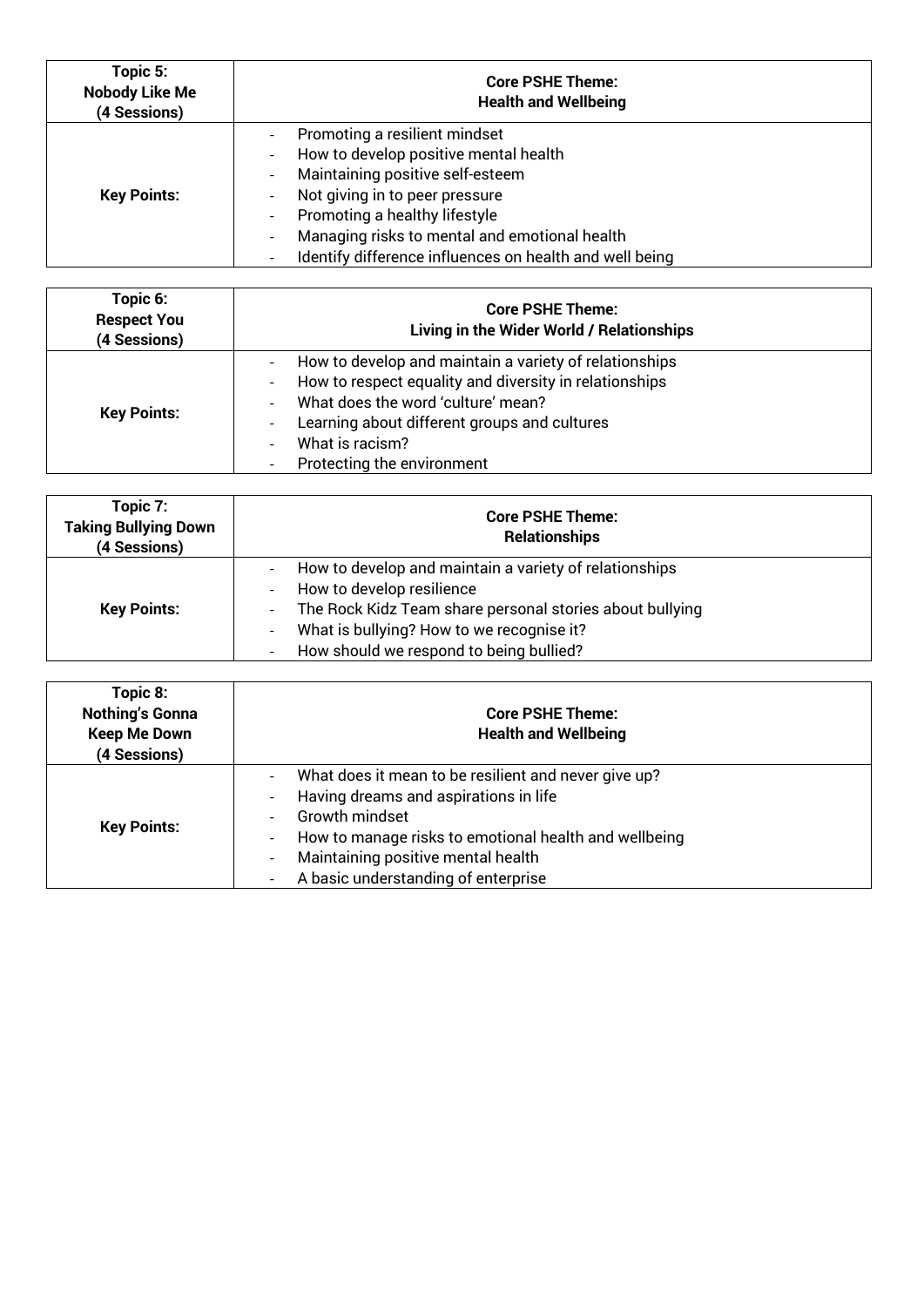| Topic 5: **Nobody Like Me** (4 Sessions) | **Core PSHE Theme: Health and Wellbeing** |
|---|---|
| **Key Points:** | - Promoting a resilient mindset<br>- How to develop positive mental health<br>- Maintaining positive self-esteem<br>- Not giving in to peer pressure<br>- Promoting a healthy lifestyle<br>- Managing risks to mental and emotional health<br>- Identify difference influences on health and well being |

| Topic 6: **Respect You** (4 Sessions) | **Core PSHE Theme: Living in the Wider World / Relationships** |
|---|---|
| **Key Points:** | - How to develop and maintain a variety of relationships<br>- How to respect equality and diversity in relationships<br>- What does the word 'culture' mean?<br>- Learning about different groups and cultures<br>- What is racism?<br>- Protecting the environment |

| Topic 7: **Taking Bullying Down** (4 Sessions) | **Core PSHE Theme: Relationships** |
|---|---|
| **Key Points:** | - How to develop and maintain a variety of relationships<br>- How to develop resilience<br>- The Rock Kidz Team share personal stories about bullying<br>- What is bullying? How to we recognise it?<br>- How should we respond to being bullied? |

| Topic 8: **Nothing's Gonna Keep Me Down** (4 Sessions) | **Core PSHE Theme: Health and Wellbeing** |
|---|---|
| **Key Points:** | - What does it mean to be resilient and never give up?<br>- Having dreams and aspirations in life<br>- Growth mindset<br>- How to manage risks to emotional health and wellbeing<br>- Maintaining positive mental health<br>- A basic understanding of enterprise |